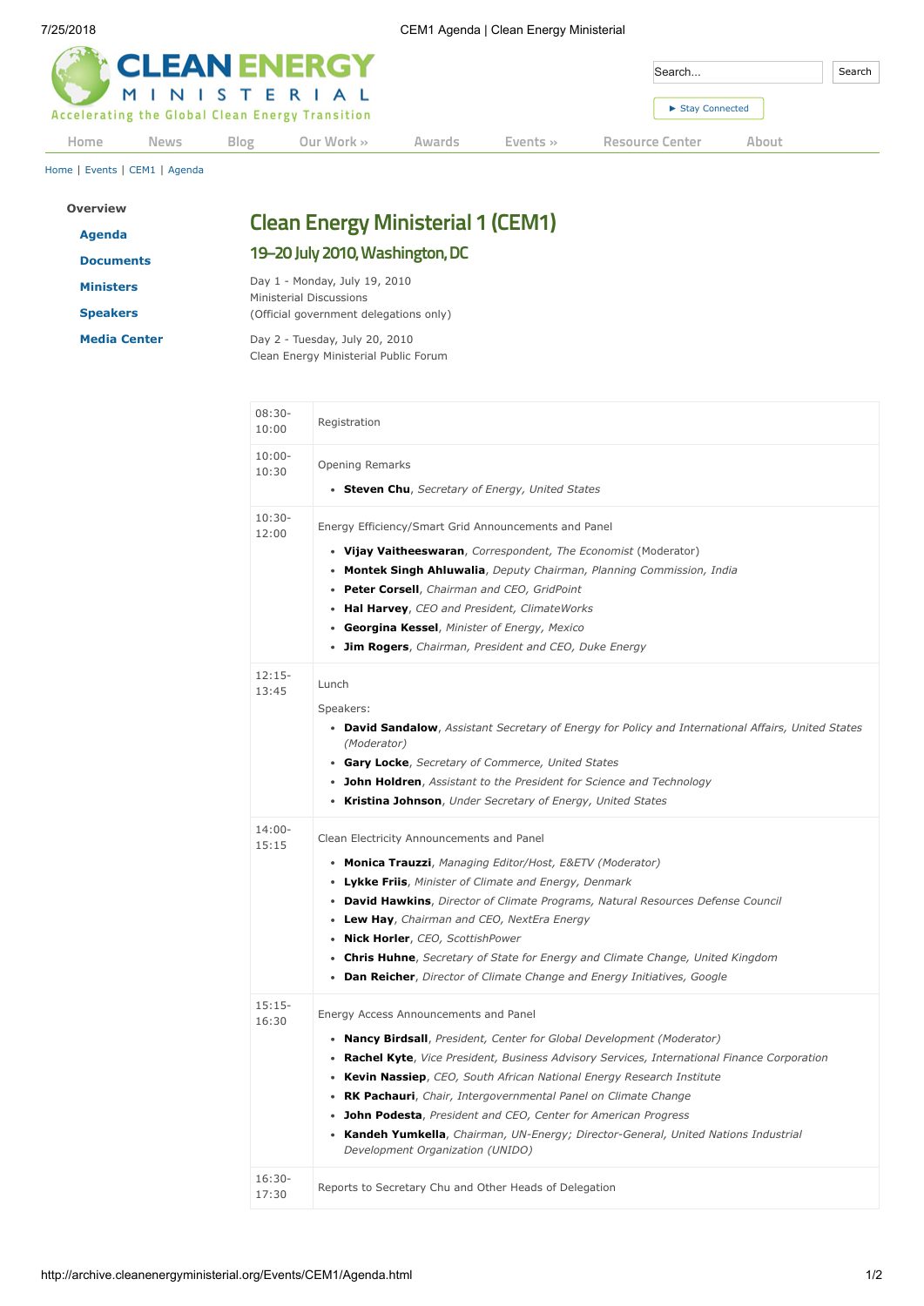Home | Events | CEM1 | Agenda

**Overview**

- **Agenda**
- **Documents**
- **Ministers**
- **Speakers**
- **Media Center**

# Clean Energy Ministerial 1 (CEM1)

## 19–20 July 2010, Washington, DC

Day 1 - Monday, July 19, 2010
Ministerial Discussions
(Official government delegations only)

Day 2 - Tuesday, July 20, 2010
Clean Energy Ministerial Public Forum

| Time | Session |
|---|---|
| 08:30-10:00 | Registration |
| 10:00-10:30 | Opening Remarks<br>• **Steven Chu**, *Secretary of Energy, United States* |
| 10:30-12:00 | Energy Efficiency/Smart Grid Announcements and Panel<br>• **Vijay Vaitheeswaran**, *Correspondent, The Economist* (Moderator)<br>• **Montek Singh Ahluwalia**, *Deputy Chairman, Planning Commission, India*<br>• **Peter Corsell**, *Chairman and CEO, GridPoint*<br>• **Hal Harvey**, *CEO and President, ClimateWorks*<br>• **Georgina Kessel**, *Minister of Energy, Mexico*<br>• **Jim Rogers**, *Chairman, President and CEO, Duke Energy* |
| 12:15-13:45 | Lunch<br>Speakers:<br>• **David Sandalow**, *Assistant Secretary of Energy for Policy and International Affairs, United States (Moderator)*<br>• **Gary Locke**, *Secretary of Commerce, United States*<br>• **John Holdren**, *Assistant to the President for Science and Technology*<br>• **Kristina Johnson**, *Under Secretary of Energy, United States* |
| 14:00-15:15 | Clean Electricity Announcements and Panel<br>• **Monica Trauzzi**, *Managing Editor/Host, E&ETV (Moderator)*<br>• **Lykke Friis**, *Minister of Climate and Energy, Denmark*<br>• **David Hawkins**, *Director of Climate Programs, Natural Resources Defense Council*<br>• **Lew Hay**, *Chairman and CEO, NextEra Energy*<br>• **Nick Horler**, *CEO, ScottishPower*<br>• **Chris Huhne**, *Secretary of State for Energy and Climate Change, United Kingdom*<br>• **Dan Reicher**, *Director of Climate Change and Energy Initiatives, Google* |
| 15:15-16:30 | Energy Access Announcements and Panel<br>• **Nancy Birdsall**, *President, Center for Global Development (Moderator)*<br>• **Rachel Kyte**, *Vice President, Business Advisory Services, International Finance Corporation*<br>• **Kevin Nassiep**, *CEO, South African National Energy Research Institute*<br>• **RK Pachauri**, *Chair, Intergovernmental Panel on Climate Change*<br>• **John Podesta**, *President and CEO, Center for American Progress*<br>• **Kandeh Yumkella**, *Chairman, UN-Energy; Director-General, United Nations Industrial Development Organization (UNIDO)* |
| 16:30-17:30 | Reports to Secretary Chu and Other Heads of Delegation |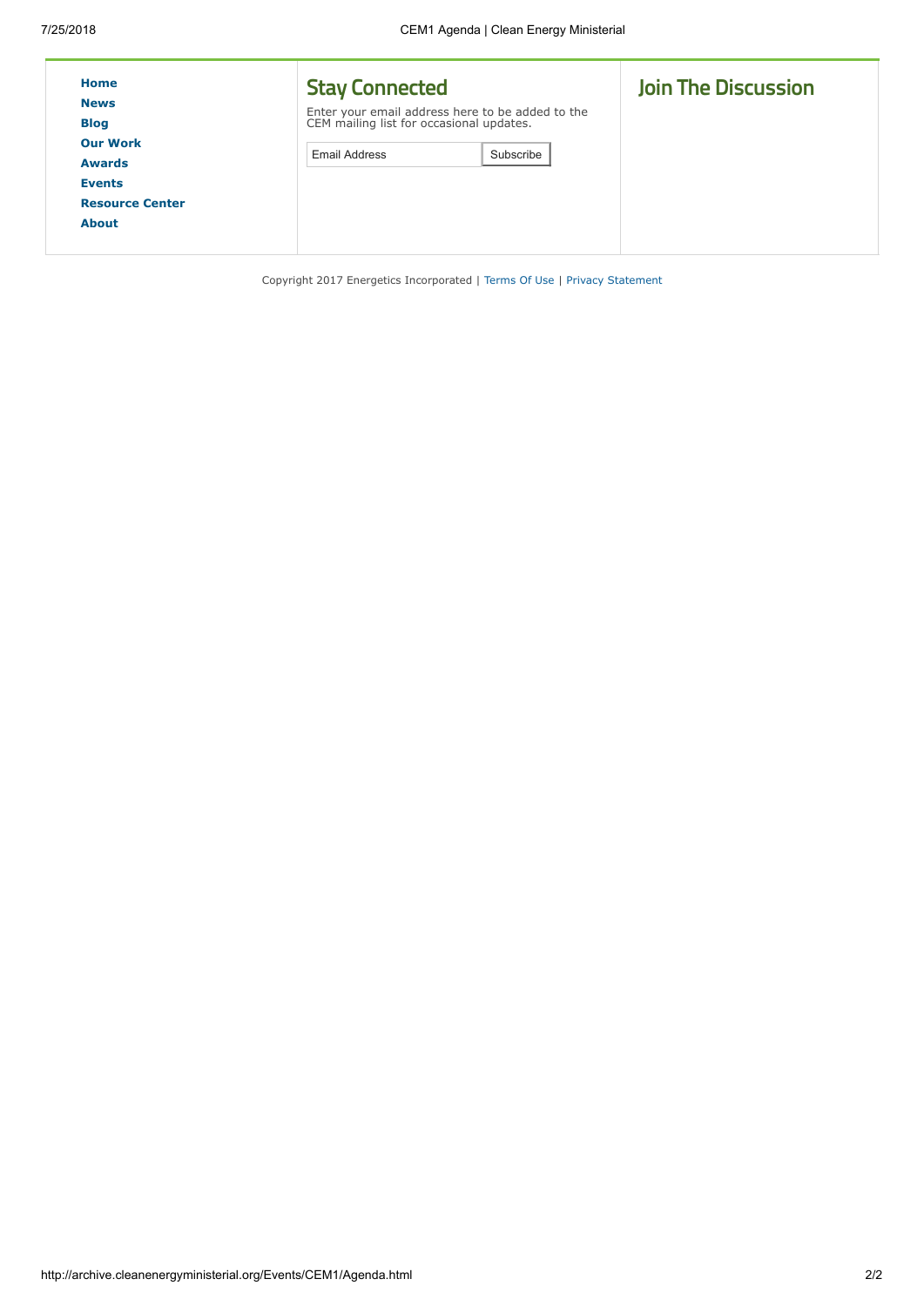- Home
- News
- Blog
- Our Work
- Awards
- Events
- Resource Center
- About

## Stay Connected

Enter your email address here to be added to the CEM mailing list for occasional updates.

Email Address Subscribe

## Join The Discussion

Copyright 2017 Energetics Incorporated | Terms Of Use | Privacy Statement